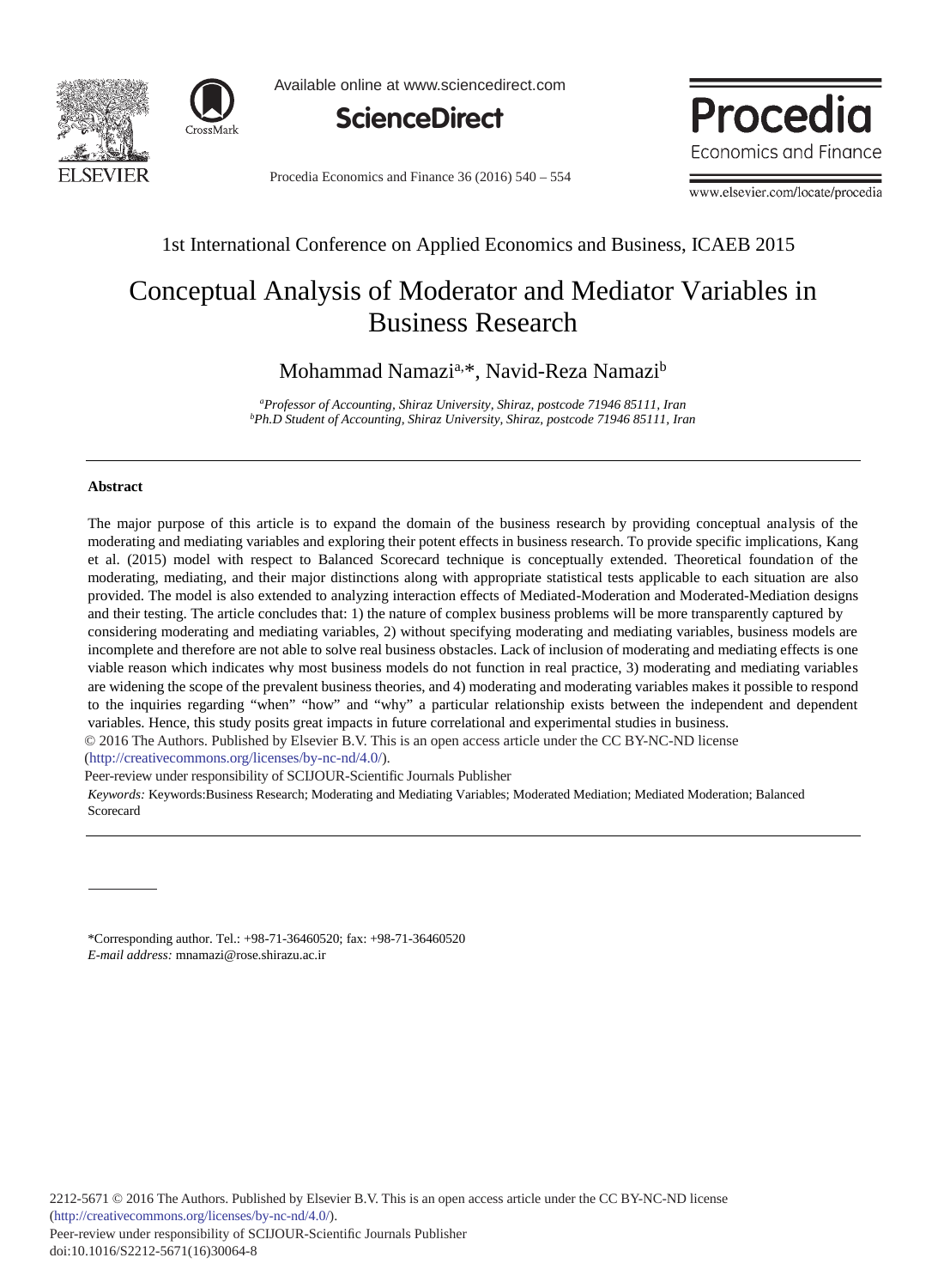1st International Conference on Applied Economics and Business, ICAEB 2015

# Conceptual Analysis of Moderator and Mediator Variables in Business Research

Mohammad Namazi[a,*], Navid-Reza Namazi[b]

[a]*Professor of Accounting, Shiraz University, Shiraz, postcode 71946 85111, Iran*
[b]*Ph.D Student of Accounting, Shiraz University, Shiraz, postcode 71946 85111, Iran*

---

**Abstract**

The major purpose of this article is to expand the domain of the business research by providing conceptual analysis of the moderating and mediating variables and exploring their potent effects in business research. To provide specific implications, Kang et al. (2015) model with respect to Balanced Scorecard technique is conceptually extended. Theoretical foundation of the moderating, mediating, and their major distinctions along with appropriate statistical tests applicable to each situation are also provided. The model is also extended to analyzing interaction effects of Mediated-Moderation and Moderated-Mediation designs and their testing. The article concludes that: 1) the nature of complex business problems will be more transparently captured by considering moderating and mediating variables, 2) without specifying moderating and mediating variables, business models are incomplete and therefore are not able to solve real business obstacles. Lack of inclusion of moderating and mediating effects is one viable reason which indicates why most business models do not function in real practice, 3) moderating and mediating variables are widening the scope of the prevalent business theories, and 4) moderating and moderating variables makes it possible to respond to the inquiries regarding "when" "how" and "why" a particular relationship exists between the independent and dependent variables. Hence, this study posits great impacts in future correlational and experimental studies in business.

© 2016 The Authors. Published by Elsevier B.V. This is an open access article under the CC BY-NC-ND license (http://creativecommons.org/licenses/by-nc-nd/4.0/).

Peer-review under responsibility of SCIJOUR-Scientific Journals Publisher

*Keywords:* Keywords:Business Research; Moderating and Mediating Variables; Moderated Mediation; Mediated Moderation; Balanced Scorecard

---

*Corresponding author. Tel.: +98-71-36460520; fax: +98-71-36460520
*E-mail address:* mnamazi@rose.shirazu.ac.ir

2212-5671 © 2016 The Authors. Published by Elsevier B.V. This is an open access article under the CC BY-NC-ND license (http://creativecommons.org/licenses/by-nc-nd/4.0/).
Peer-review under responsibility of SCIJOUR-Scientific Journals Publisher
doi:10.1016/S2212-5671(16)30064-8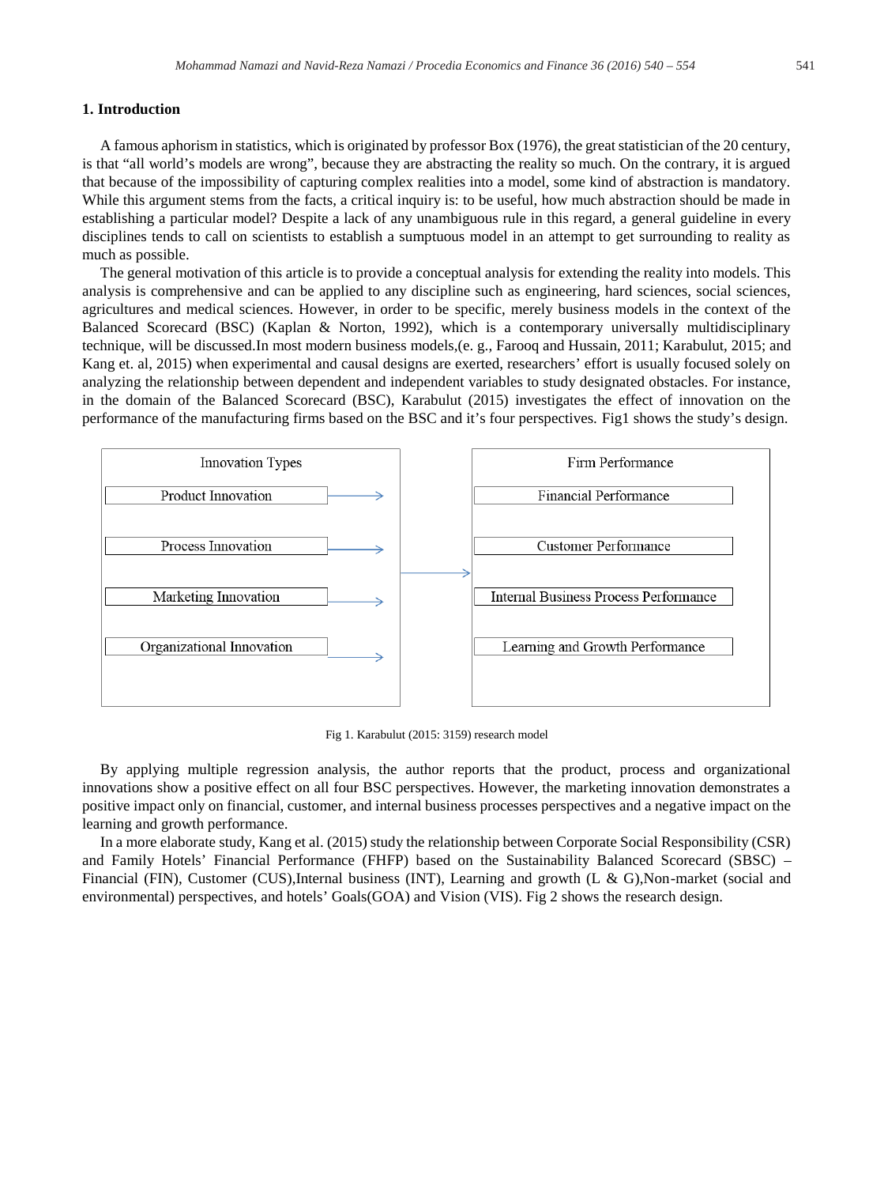## 1. Introduction

A famous aphorism in statistics, which is originated by professor Box (1976), the great statistician of the 20 century, is that "all world's models are wrong", because they are abstracting the reality so much. On the contrary, it is argued that because of the impossibility of capturing complex realities into a model, some kind of abstraction is mandatory. While this argument stems from the facts, a critical inquiry is: to be useful, how much abstraction should be made in establishing a particular model? Despite a lack of any unambiguous rule in this regard, a general guideline in every disciplines tends to call on scientists to establish a sumptuous model in an attempt to get surrounding to reality as much as possible.

The general motivation of this article is to provide a conceptual analysis for extending the reality into models. This analysis is comprehensive and can be applied to any discipline such as engineering, hard sciences, social sciences, agricultures and medical sciences. However, in order to be specific, merely business models in the context of the Balanced Scorecard (BSC) (Kaplan & Norton, 1992), which is a contemporary universally multidisciplinary technique, will be discussed.In most modern business models,(e. g., Farooq and Hussain, 2011; Karabulut, 2015; and Kang et. al, 2015) when experimental and causal designs are exerted, researchers' effort is usually focused solely on analyzing the relationship between dependent and independent variables to study designated obstacles. For instance, in the domain of the Balanced Scorecard (BSC), Karabulut (2015) investigates the effect of innovation on the performance of the manufacturing firms based on the BSC and it's four perspectives. Fig1 shows the study's design.

Innovation Types

Product Innovation

Process Innovation

Marketing Innovation

Organizational Innovation

Firm Performance

Financial Performance

Customer Performance

Internal Business Process Performance

Learning and Growth Performance

Fig 1. Karabulut (2015: 3159) research model

By applying multiple regression analysis, the author reports that the product, process and organizational innovations show a positive effect on all four BSC perspectives. However, the marketing innovation demonstrates a positive impact only on financial, customer, and internal business processes perspectives and a negative impact on the learning and growth performance.

In a more elaborate study, Kang et al. (2015) study the relationship between Corporate Social Responsibility (CSR) and Family Hotels' Financial Performance (FHFP) based on the Sustainability Balanced Scorecard (SBSC) – Financial (FIN), Customer (CUS),Internal business (INT), Learning and growth (L & G),Non-market (social and environmental) perspectives, and hotels' Goals(GOA) and Vision (VIS). Fig 2 shows the research design.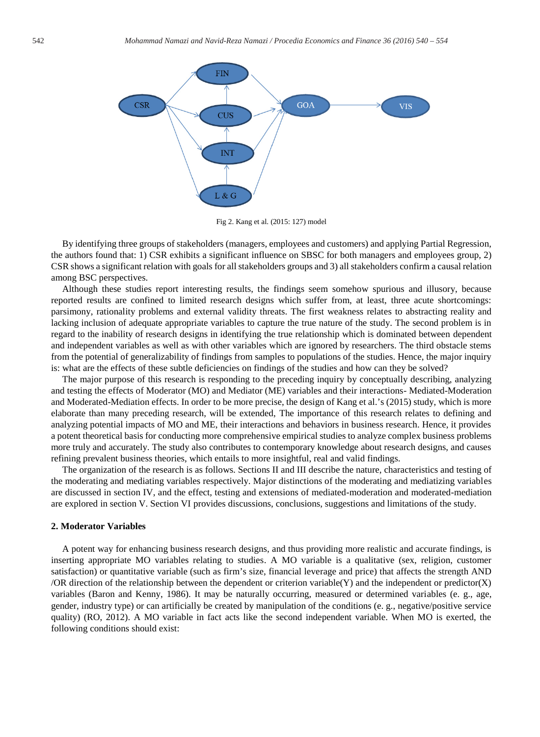FIN

CSR

CUS

GOA

VIS

INT

L & G

Fig 2. Kang et al. (2015: 127) model

By identifying three groups of stakeholders (managers, employees and customers) and applying Partial Regression, the authors found that: 1) CSR exhibits a significant influence on SBSC for both managers and employees group, 2) CSR shows a significant relation with goals for all stakeholders groups and 3) all stakeholders confirm a causal relation among BSC perspectives.

Although these studies report interesting results, the findings seem somehow spurious and illusory, because reported results are confined to limited research designs which suffer from, at least, three acute shortcomings: parsimony, rationality problems and external validity threats. The first weakness relates to abstracting reality and lacking inclusion of adequate appropriate variables to capture the true nature of the study. The second problem is in regard to the inability of research designs in identifying the true relationship which is dominated between dependent and independent variables as well as with other variables which are ignored by researchers. The third obstacle stems from the potential of generalizability of findings from samples to populations of the studies. Hence, the major inquiry is: what are the effects of these subtle deficiencies on findings of the studies and how can they be solved?

The major purpose of this research is responding to the preceding inquiry by conceptually describing, analyzing and testing the effects of Moderator (MO) and Mediator (ME) variables and their interactions- Mediated-Moderation and Moderated-Mediation effects. In order to be more precise, the design of Kang et al.'s (2015) study, which is more elaborate than many preceding research, will be extended, The importance of this research relates to defining and analyzing potential impacts of MO and ME, their interactions and behaviors in business research. Hence, it provides a potent theoretical basis for conducting more comprehensive empirical studies to analyze complex business problems more truly and accurately. The study also contributes to contemporary knowledge about research designs, and causes refining prevalent business theories, which entails to more insightful, real and valid findings.

The organization of the research is as follows. Sections II and III describe the nature, characteristics and testing of the moderating and mediating variables respectively. Major distinctions of the moderating and mediatizing variables are discussed in section IV, and the effect, testing and extensions of mediated-moderation and moderated-mediation are explored in section V. Section VI provides discussions, conclusions, suggestions and limitations of the study.

## 2. Moderator Variables

A potent way for enhancing business research designs, and thus providing more realistic and accurate findings, is inserting appropriate MO variables relating to studies. A MO variable is a qualitative (sex, religion, customer satisfaction) or quantitative variable (such as firm's size, financial leverage and price) that affects the strength AND /OR direction of the relationship between the dependent or criterion variable(Y) and the independent or predictor(X) variables (Baron and Kenny, 1986). It may be naturally occurring, measured or determined variables (e. g., age, gender, industry type) or can artificially be created by manipulation of the conditions (e. g., negative/positive service quality) (RO, 2012). A MO variable in fact acts like the second independent variable. When MO is exerted, the following conditions should exist: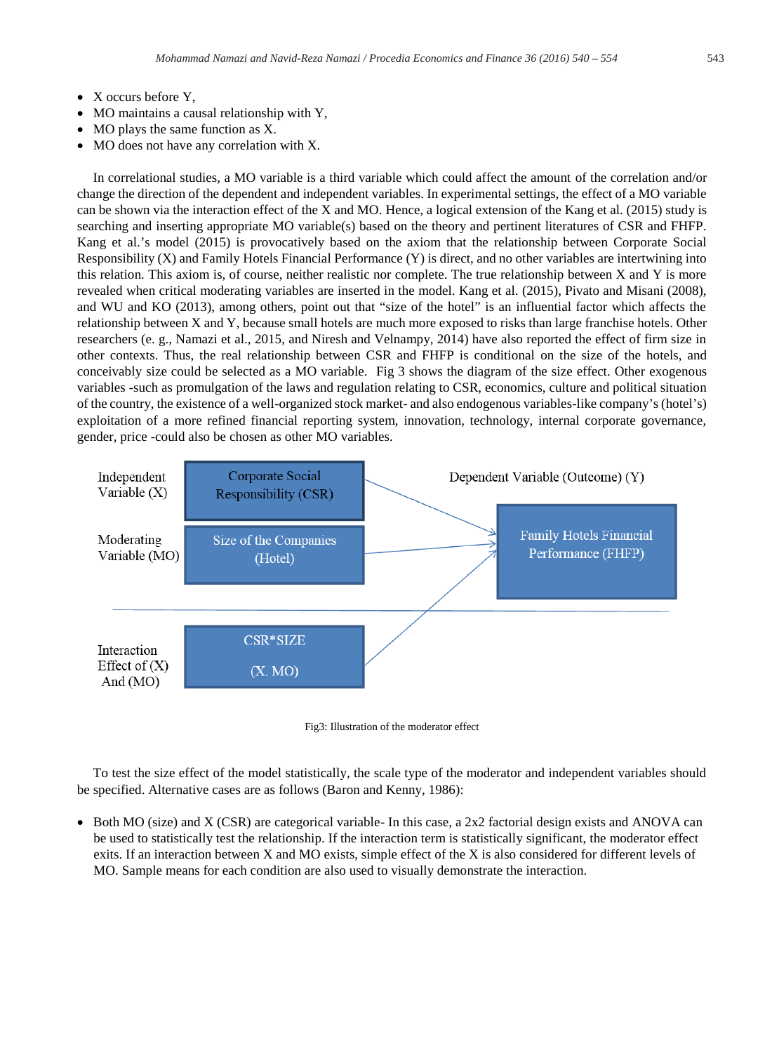- X occurs before Y,
- MO maintains a causal relationship with Y,
- MO plays the same function as X.
- MO does not have any correlation with X.

In correlational studies, a MO variable is a third variable which could affect the amount of the correlation and/or change the direction of the dependent and independent variables. In experimental settings, the effect of a MO variable can be shown via the interaction effect of the X and MO. Hence, a logical extension of the Kang et al. (2015) study is searching and inserting appropriate MO variable(s) based on the theory and pertinent literatures of CSR and FHFP. Kang et al.'s model (2015) is provocatively based on the axiom that the relationship between Corporate Social Responsibility (X) and Family Hotels Financial Performance (Y) is direct, and no other variables are intertwining into this relation. This axiom is, of course, neither realistic nor complete. The true relationship between X and Y is more revealed when critical moderating variables are inserted in the model. Kang et al. (2015), Pivato and Misani (2008), and WU and KO (2013), among others, point out that "size of the hotel" is an influential factor which affects the relationship between X and Y, because small hotels are much more exposed to risks than large franchise hotels. Other researchers (e. g., Namazi et al., 2015, and Niresh and Velnampy, 2014) have also reported the effect of firm size in other contexts. Thus, the real relationship between CSR and FHFP is conditional on the size of the hotels, and conceivably size could be selected as a MO variable. Fig 3 shows the diagram of the size effect. Other exogenous variables -such as promulgation of the laws and regulation relating to CSR, economics, culture and political situation of the country, the existence of a well-organized stock market- and also endogenous variables-like company's (hotel's) exploitation of a more refined financial reporting system, innovation, technology, internal corporate governance, gender, price -could also be chosen as other MO variables.

Independent Variable (X)

Corporate Social Responsibility (CSR)

Moderating Variable (MO)

Size of the Companies (Hotel)

Dependent Variable (Outcome) (Y)

Family Hotels Financial Performance (FHFP)

Interaction Effect of (X) And (MO)

CSR*SIZE

(X. MO)

Fig3: Illustration of the moderator effect

To test the size effect of the model statistically, the scale type of the moderator and independent variables should be specified. Alternative cases are as follows (Baron and Kenny, 1986):

- Both MO (size) and X (CSR) are categorical variable- In this case, a 2x2 factorial design exists and ANOVA can be used to statistically test the relationship. If the interaction term is statistically significant, the moderator effect exits. If an interaction between X and MO exists, simple effect of the X is also considered for different levels of MO. Sample means for each condition are also used to visually demonstrate the interaction.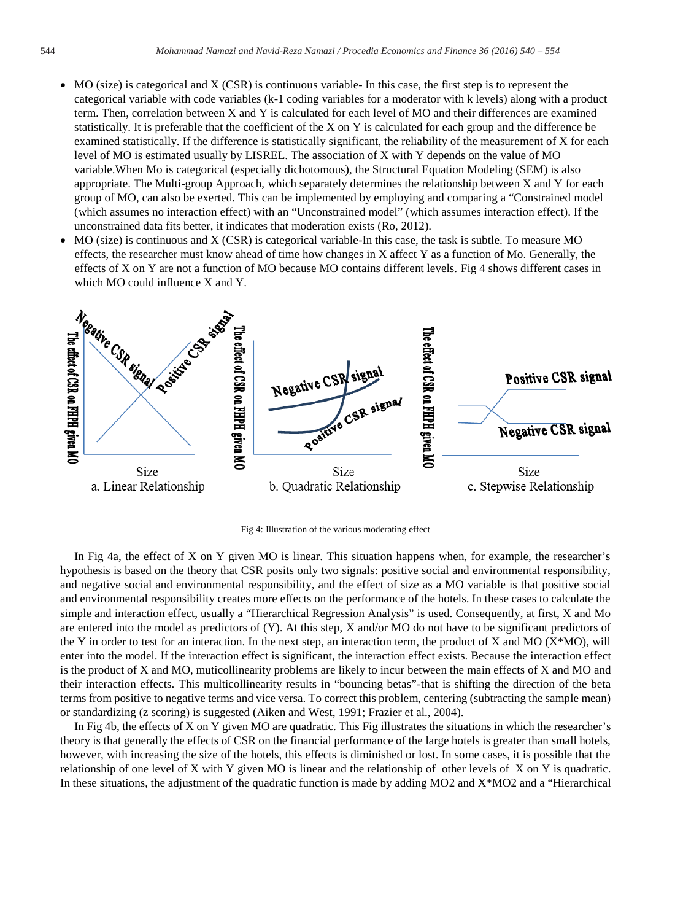- MO (size) is categorical and X (CSR) is continuous variable- In this case, the first step is to represent the categorical variable with code variables (k-1 coding variables for a moderator with k levels) along with a product term. Then, correlation between X and Y is calculated for each level of MO and their differences are examined statistically. It is preferable that the coefficient of the X on Y is calculated for each group and the difference be examined statistically. If the difference is statistically significant, the reliability of the measurement of X for each level of MO is estimated usually by LISREL. The association of X with Y depends on the value of MO variable.When Mo is categorical (especially dichotomous), the Structural Equation Modeling (SEM) is also appropriate. The Multi-group Approach, which separately determines the relationship between X and Y for each group of MO, can also be exerted. This can be implemented by employing and comparing a "Constrained model (which assumes no interaction effect) with an "Unconstrained model" (which assumes interaction effect). If the unconstrained data fits better, it indicates that moderation exists (Ro, 2012).
- MO (size) is continuous and X (CSR) is categorical variable-In this case, the task is subtle. To measure MO effects, the researcher must know ahead of time how changes in X affect Y as a function of Mo. Generally, the effects of X on Y are not a function of MO because MO contains different levels. Fig 4 shows different cases in which MO could influence X and Y.

The effect of CSR on FHPH given MO
Negative CSR signal
Positive CSR signal
Size
a. Linear Relationship

The effect of CSR on FHPH given MO
Negative CSR signal
Positive CSR signal
Size
b. Quadratic Relationship

The effect of CSR on FHPH given MO
Positive CSR signal
Negative CSR signal
Size
c. Stepwise Relationship

Fig 4: Illustration of the various moderating effect

In Fig 4a, the effect of X on Y given MO is linear. This situation happens when, for example, the researcher's hypothesis is based on the theory that CSR posits only two signals: positive social and environmental responsibility, and negative social and environmental responsibility, and the effect of size as a MO variable is that positive social and environmental responsibility creates more effects on the performance of the hotels. In these cases to calculate the simple and interaction effect, usually a "Hierarchical Regression Analysis" is used. Consequently, at first, X and Mo are entered into the model as predictors of (Y). At this step, X and/or MO do not have to be significant predictors of the Y in order to test for an interaction. In the next step, an interaction term, the product of X and MO (X*MO), will enter into the model. If the interaction effect is significant, the interaction effect exists. Because the interaction effect is the product of X and MO, muticollinearity problems are likely to incur between the main effects of X and MO and their interaction effects. This multicollinearity results in "bouncing betas"-that is shifting the direction of the beta terms from positive to negative terms and vice versa. To correct this problem, centering (subtracting the sample mean) or standardizing (z scoring) is suggested (Aiken and West, 1991; Frazier et al., 2004).

In Fig 4b, the effects of X on Y given MO are quadratic. This Fig illustrates the situations in which the researcher's theory is that generally the effects of CSR on the financial performance of the large hotels is greater than small hotels, however, with increasing the size of the hotels, this effects is diminished or lost. In some cases, it is possible that the relationship of one level of X with Y given MO is linear and the relationship of other levels of X on Y is quadratic. In these situations, the adjustment of the quadratic function is made by adding MO2 and X*MO2 and a "Hierarchical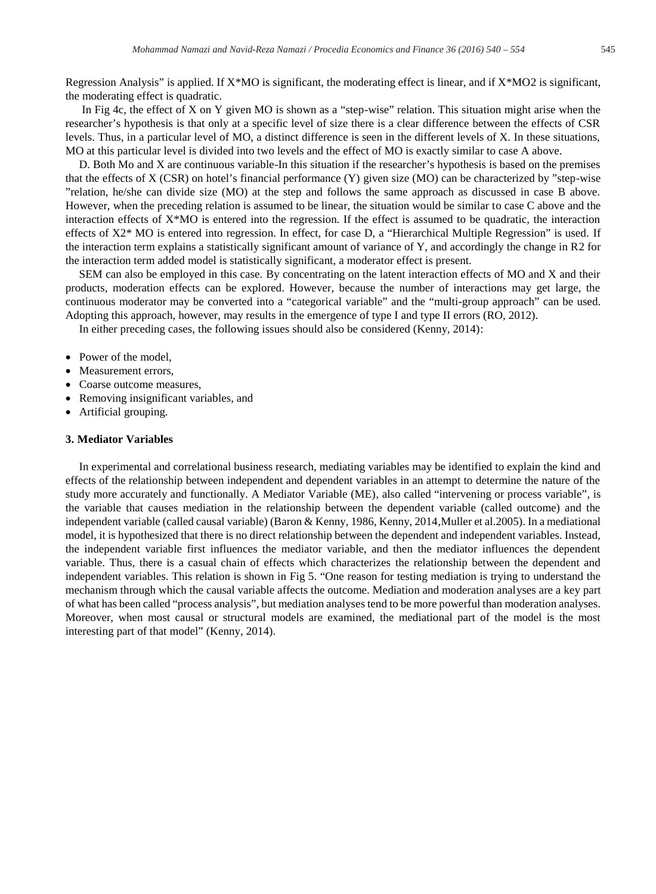Regression Analysis" is applied. If X*MO is significant, the moderating effect is linear, and if X*MO2 is significant, the moderating effect is quadratic.

In Fig 4c, the effect of X on Y given MO is shown as a "step-wise" relation. This situation might arise when the researcher's hypothesis is that only at a specific level of size there is a clear difference between the effects of CSR levels. Thus, in a particular level of MO, a distinct difference is seen in the different levels of X. In these situations, MO at this particular level is divided into two levels and the effect of MO is exactly similar to case A above.

D. Both Mo and X are continuous variable-In this situation if the researcher's hypothesis is based on the premises that the effects of X (CSR) on hotel's financial performance (Y) given size (MO) can be characterized by "step-wise "relation, he/she can divide size (MO) at the step and follows the same approach as discussed in case B above. However, when the preceding relation is assumed to be linear, the situation would be similar to case C above and the interaction effects of X*MO is entered into the regression. If the effect is assumed to be quadratic, the interaction effects of X2* MO is entered into regression. In effect, for case D, a "Hierarchical Multiple Regression" is used. If the interaction term explains a statistically significant amount of variance of Y, and accordingly the change in R2 for the interaction term added model is statistically significant, a moderator effect is present.

SEM can also be employed in this case. By concentrating on the latent interaction effects of MO and X and their products, moderation effects can be explored. However, because the number of interactions may get large, the continuous moderator may be converted into a "categorical variable" and the "multi-group approach" can be used. Adopting this approach, however, may results in the emergence of type I and type II errors (RO, 2012).

In either preceding cases, the following issues should also be considered (Kenny, 2014):

- Power of the model,
- Measurement errors,
- Coarse outcome measures,
- Removing insignificant variables, and
- Artificial grouping.

### 3. Mediator Variables

In experimental and correlational business research, mediating variables may be identified to explain the kind and effects of the relationship between independent and dependent variables in an attempt to determine the nature of the study more accurately and functionally. A Mediator Variable (ME), also called "intervening or process variable", is the variable that causes mediation in the relationship between the dependent variable (called outcome) and the independent variable (called causal variable) (Baron & Kenny, 1986, Kenny, 2014,Muller et al.2005). In a mediational model, it is hypothesized that there is no direct relationship between the dependent and independent variables. Instead, the independent variable first influences the mediator variable, and then the mediator influences the dependent variable. Thus, there is a casual chain of effects which characterizes the relationship between the dependent and independent variables. This relation is shown in Fig 5. "One reason for testing mediation is trying to understand the mechanism through which the causal variable affects the outcome. Mediation and moderation analyses are a key part of what has been called "process analysis", but mediation analyses tend to be more powerful than moderation analyses. Moreover, when most causal or structural models are examined, the mediational part of the model is the most interesting part of that model" (Kenny, 2014).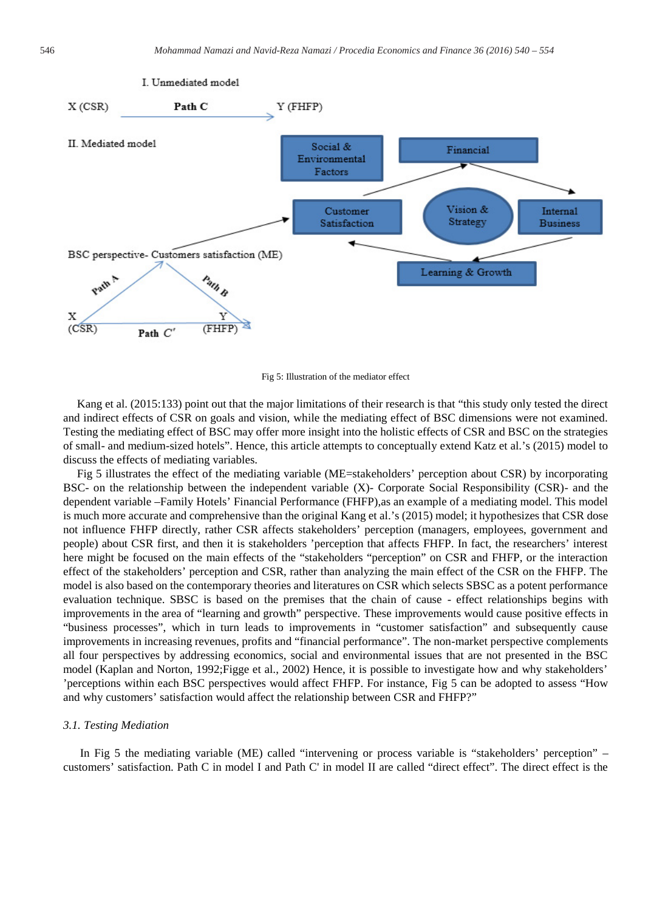I. Unmediated model

X (CSR) Path C Y (FHFP)

II. Mediated model

Social & Environmental Factors

Financial

Customer Satisfaction

Vision & Strategy

Internal Business

BSC perspective- Customers satisfaction (ME)

Learning & Growth

Path A

Path B

X (CSR)

Path $C'$

Y (FHFP)

Fig 5: Illustration of the mediator effect

Kang et al. (2015:133) point out that the major limitations of their research is that "this study only tested the direct and indirect effects of CSR on goals and vision, while the mediating effect of BSC dimensions were not examined. Testing the mediating effect of BSC may offer more insight into the holistic effects of CSR and BSC on the strategies of small- and medium-sized hotels". Hence, this article attempts to conceptually extend Katz et al.'s (2015) model to discuss the effects of mediating variables.

Fig 5 illustrates the effect of the mediating variable (ME=stakeholders' perception about CSR) by incorporating BSC- on the relationship between the independent variable (X)- Corporate Social Responsibility (CSR)- and the dependent variable –Family Hotels' Financial Performance (FHFP),as an example of a mediating model. This model is much more accurate and comprehensive than the original Kang et al.'s (2015) model; it hypothesizes that CSR dose not influence FHFP directly, rather CSR affects stakeholders' perception (managers, employees, government and people) about CSR first, and then it is stakeholders 'perception that affects FHFP. In fact, the researchers' interest here might be focused on the main effects of the "stakeholders "perception" on CSR and FHFP, or the interaction effect of the stakeholders' perception and CSR, rather than analyzing the main effect of the CSR on the FHFP. The model is also based on the contemporary theories and literatures on CSR which selects SBSC as a potent performance evaluation technique. SBSC is based on the premises that the chain of cause - effect relationships begins with improvements in the area of "learning and growth" perspective. These improvements would cause positive effects in "business processes", which in turn leads to improvements in "customer satisfaction" and subsequently cause improvements in increasing revenues, profits and "financial performance". The non-market perspective complements all four perspectives by addressing economics, social and environmental issues that are not presented in the BSC model (Kaplan and Norton, 1992;Figge et al., 2002) Hence, it is possible to investigate how and why stakeholders' 'perceptions within each BSC perspectives would affect FHFP. For instance, Fig 5 can be adopted to assess "How and why customers' satisfaction would affect the relationship between CSR and FHFP?"

### *3.1. Testing Mediation*

In Fig 5 the mediating variable (ME) called "intervening or process variable is "stakeholders' perception" – customers' satisfaction. Path C in model I and Path C' in model II are called "direct effect". The direct effect is the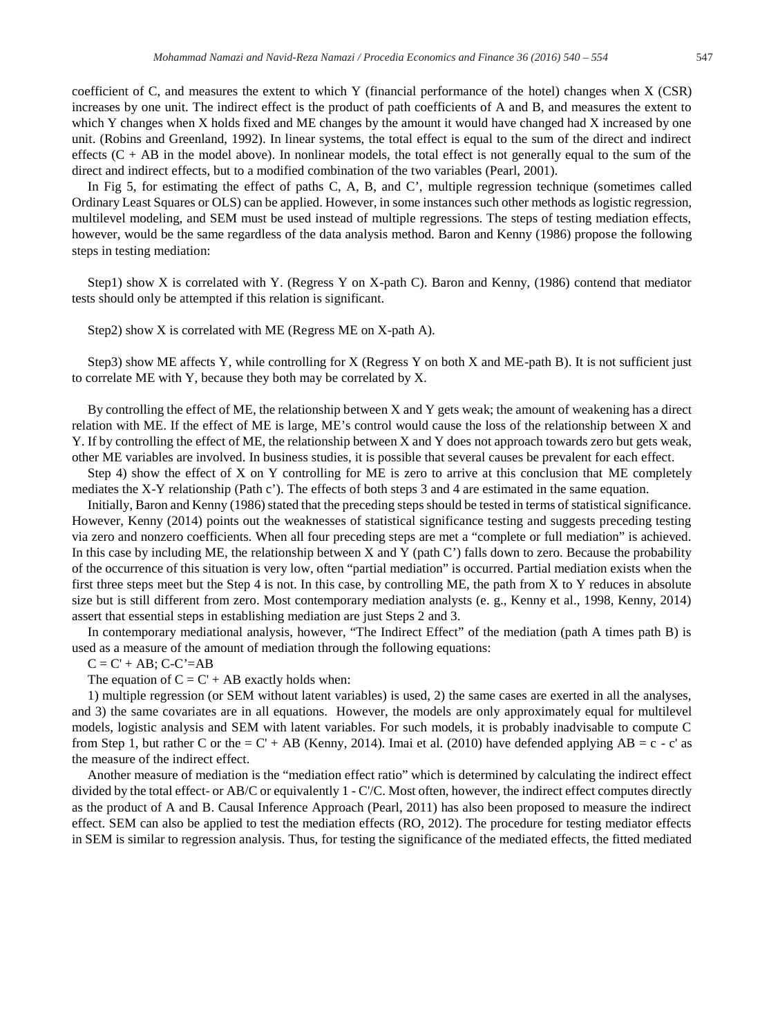coefficient of C, and measures the extent to which Y (financial performance of the hotel) changes when X (CSR) increases by one unit. The indirect effect is the product of path coefficients of A and B, and measures the extent to which Y changes when X holds fixed and ME changes by the amount it would have changed had X increased by one unit. (Robins and Greenland, 1992). In linear systems, the total effect is equal to the sum of the direct and indirect effects (C + AB in the model above). In nonlinear models, the total effect is not generally equal to the sum of the direct and indirect effects, but to a modified combination of the two variables (Pearl, 2001).

In Fig 5, for estimating the effect of paths C, A, B, and C', multiple regression technique (sometimes called Ordinary Least Squares or OLS) can be applied. However, in some instances such other methods as logistic regression, multilevel modeling, and SEM must be used instead of multiple regressions. The steps of testing mediation effects, however, would be the same regardless of the data analysis method. Baron and Kenny (1986) propose the following steps in testing mediation:

Step1) show X is correlated with Y. (Regress Y on X-path C). Baron and Kenny, (1986) contend that mediator tests should only be attempted if this relation is significant.

Step2) show X is correlated with ME (Regress ME on X-path A).

Step3) show ME affects Y, while controlling for X (Regress Y on both X and ME-path B). It is not sufficient just to correlate ME with Y, because they both may be correlated by X.

By controlling the effect of ME, the relationship between X and Y gets weak; the amount of weakening has a direct relation with ME. If the effect of ME is large, ME's control would cause the loss of the relationship between X and Y. If by controlling the effect of ME, the relationship between X and Y does not approach towards zero but gets weak, other ME variables are involved. In business studies, it is possible that several causes be prevalent for each effect.

Step 4) show the effect of X on Y controlling for ME is zero to arrive at this conclusion that ME completely mediates the X-Y relationship (Path c'). The effects of both steps 3 and 4 are estimated in the same equation.

Initially, Baron and Kenny (1986) stated that the preceding steps should be tested in terms of statistical significance. However, Kenny (2014) points out the weaknesses of statistical significance testing and suggests preceding testing via zero and nonzero coefficients. When all four preceding steps are met a "complete or full mediation" is achieved. In this case by including ME, the relationship between X and Y (path C') falls down to zero. Because the probability of the occurrence of this situation is very low, often "partial mediation" is occurred. Partial mediation exists when the first three steps meet but the Step 4 is not. In this case, by controlling ME, the path from X to Y reduces in absolute size but is still different from zero. Most contemporary mediation analysts (e. g., Kenny et al., 1998, Kenny, 2014) assert that essential steps in establishing mediation are just Steps 2 and 3.

In contemporary mediational analysis, however, "The Indirect Effect" of the mediation (path A times path B) is used as a measure of the amount of mediation through the following equations:

$C = C' + AB$; $C - C' = AB$

The equation of $C = C' + AB$ exactly holds when:

1) multiple regression (or SEM without latent variables) is used, 2) the same cases are exerted in all the analyses, and 3) the same covariates are in all equations. However, the models are only approximately equal for multilevel models, logistic analysis and SEM with latent variables. For such models, it is probably inadvisable to compute C from Step 1, but rather C or the $= C' + AB$ (Kenny, 2014). Imai et al. (2010) have defended applying $AB = c - c'$ as the measure of the indirect effect.

Another measure of mediation is the "mediation effect ratio" which is determined by calculating the indirect effect divided by the total effect- or $AB/C$ or equivalently $1 - C'/C$. Most often, however, the indirect effect computes directly as the product of A and B. Causal Inference Approach (Pearl, 2011) has also been proposed to measure the indirect effect. SEM can also be applied to test the mediation effects (RO, 2012). The procedure for testing mediator effects in SEM is similar to regression analysis. Thus, for testing the significance of the mediated effects, the fitted mediated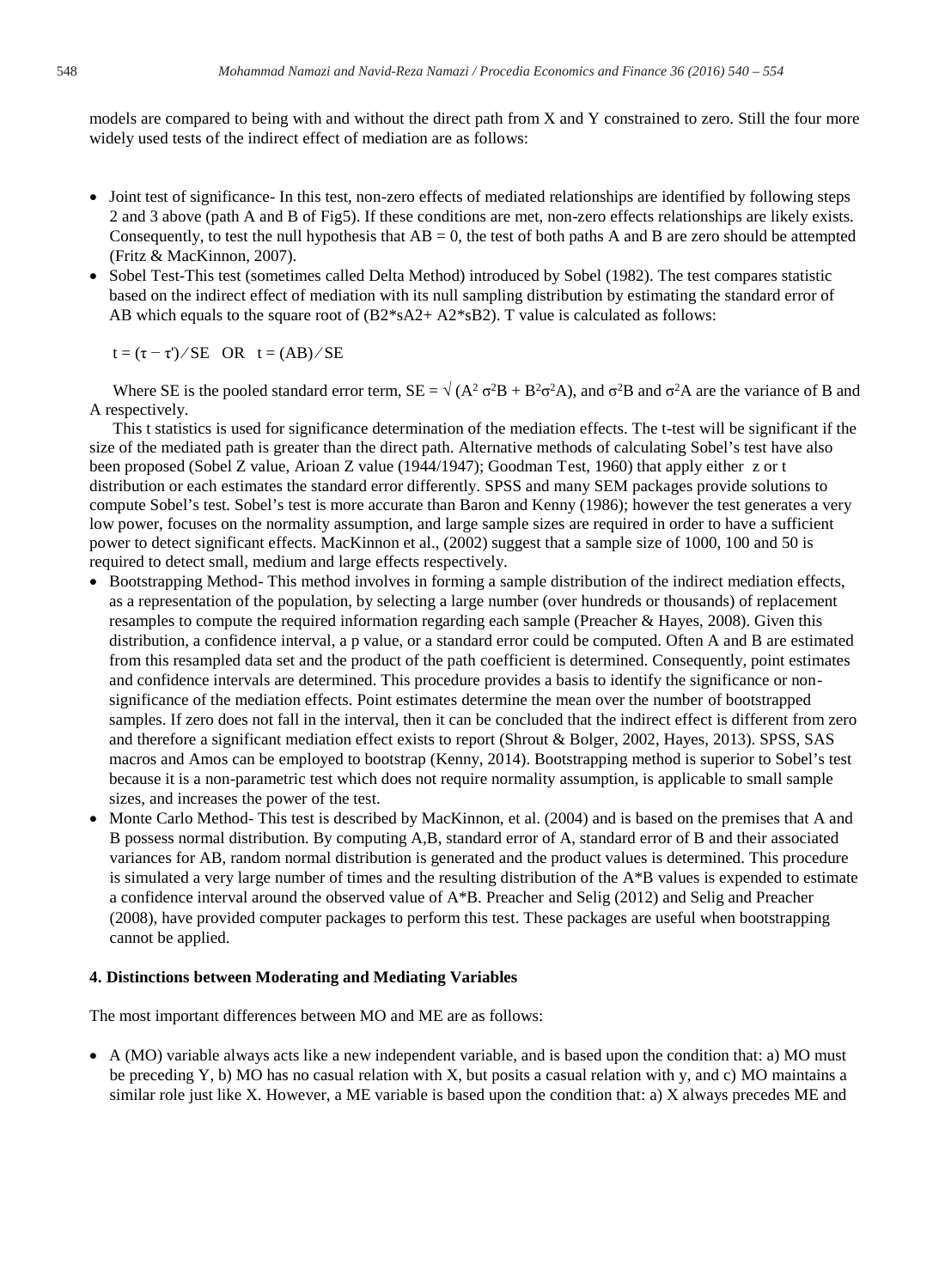models are compared to being with and without the direct path from X and Y constrained to zero. Still the four more widely used tests of the indirect effect of mediation are as follows:

- Joint test of significance- In this test, non-zero effects of mediated relationships are identified by following steps 2 and 3 above (path A and B of Fig5). If these conditions are met, non-zero effects relationships are likely exists. Consequently, to test the null hypothesis that AB = 0, the test of both paths A and B are zero should be attempted (Fritz & MacKinnon, 2007).
- Sobel Test-This test (sometimes called Delta Method) introduced by Sobel (1982). The test compares statistic based on the indirect effect of mediation with its null sampling distribution by estimating the standard error of AB which equals to the square root of (B2*sA2+ A2*sB2). T value is calculated as follows:

  $t = (\tau - \tau')/SE$ OR $t = (AB)/SE$

  Where SE is the pooled standard error term, $SE = \sqrt{(A^2 \sigma^2 B + B^2 \sigma^2 A)}$, and $\sigma^2 B$ and $\sigma^2 A$ are the variance of B and A respectively.

  This t statistics is used for significance determination of the mediation effects. The t-test will be significant if the size of the mediated path is greater than the direct path. Alternative methods of calculating Sobel's test have also been proposed (Sobel Z value, Arioan Z value (1944/1947); Goodman Test, 1960) that apply either z or t distribution or each estimates the standard error differently. SPSS and many SEM packages provide solutions to compute Sobel's test. Sobel's test is more accurate than Baron and Kenny (1986); however the test generates a very low power, focuses on the normality assumption, and large sample sizes are required in order to have a sufficient power to detect significant effects. MacKinnon et al., (2002) suggest that a sample size of 1000, 100 and 50 is required to detect small, medium and large effects respectively.
- Bootstrapping Method- This method involves in forming a sample distribution of the indirect mediation effects, as a representation of the population, by selecting a large number (over hundreds or thousands) of replacement resamples to compute the required information regarding each sample (Preacher & Hayes, 2008). Given this distribution, a confidence interval, a p value, or a standard error could be computed. Often A and B are estimated from this resampled data set and the product of the path coefficient is determined. Consequently, point estimates and confidence intervals are determined. This procedure provides a basis to identify the significance or non-significance of the mediation effects. Point estimates determine the mean over the number of bootstrapped samples. If zero does not fall in the interval, then it can be concluded that the indirect effect is different from zero and therefore a significant mediation effect exists to report (Shrout & Bolger, 2002, Hayes, 2013). SPSS, SAS macros and Amos can be employed to bootstrap (Kenny, 2014). Bootstrapping method is superior to Sobel's test because it is a non-parametric test which does not require normality assumption, is applicable to small sample sizes, and increases the power of the test.
- Monte Carlo Method- This test is described by MacKinnon, et al. (2004) and is based on the premises that A and B possess normal distribution. By computing A,B, standard error of A, standard error of B and their associated variances for AB, random normal distribution is generated and the product values is determined. This procedure is simulated a very large number of times and the resulting distribution of the A*B values is expended to estimate a confidence interval around the observed value of A*B. Preacher and Selig (2012) and Selig and Preacher (2008), have provided computer packages to perform this test. These packages are useful when bootstrapping cannot be applied.

## 4. Distinctions between Moderating and Mediating Variables

The most important differences between MO and ME are as follows:

- A (MO) variable always acts like a new independent variable, and is based upon the condition that: a) MO must be preceding Y, b) MO has no casual relation with X, but posits a casual relation with y, and c) MO maintains a similar role just like X. However, a ME variable is based upon the condition that: a) X always precedes ME and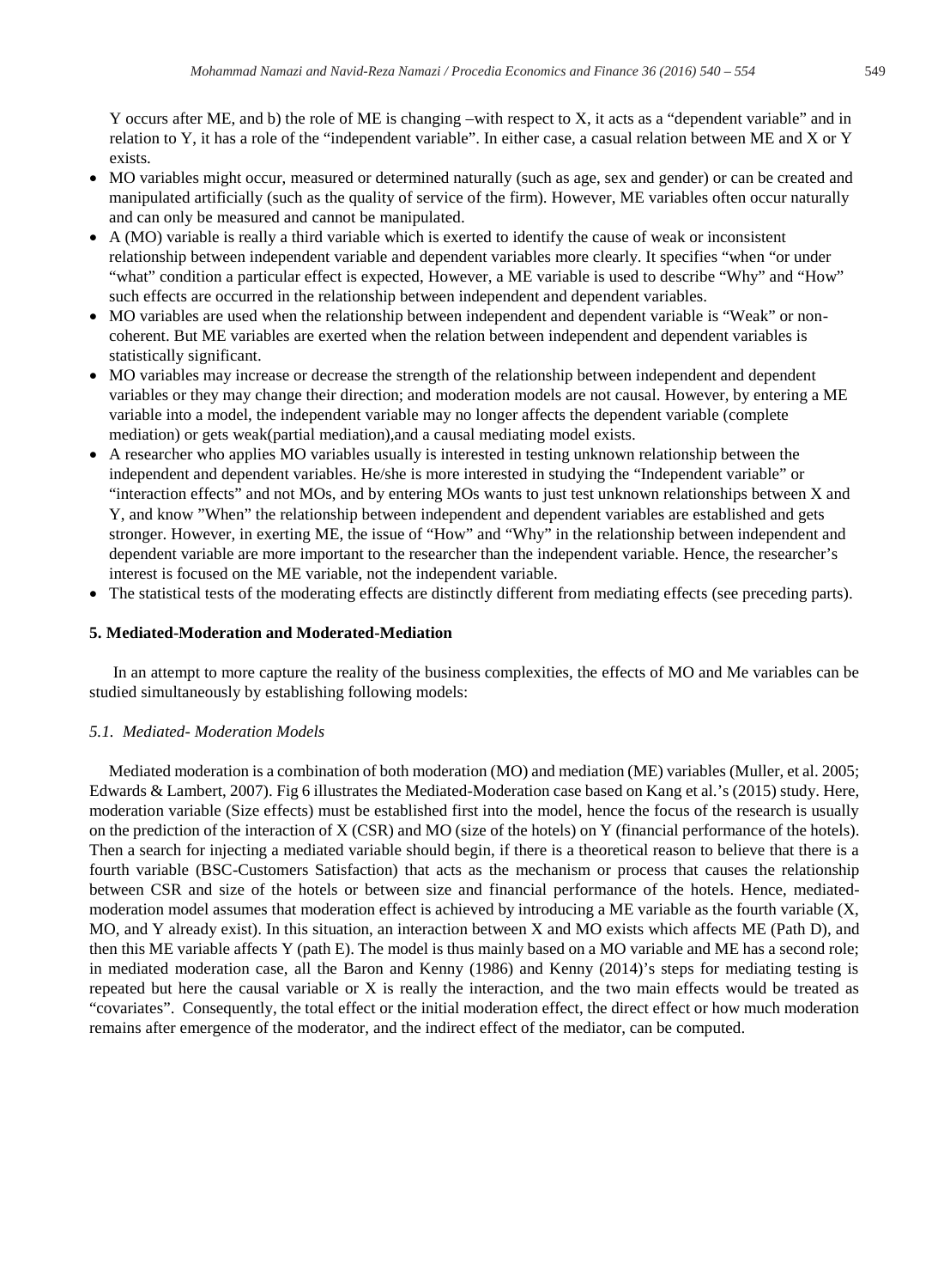Y occurs after ME, and b) the role of ME is changing –with respect to X, it acts as a "dependent variable" and in relation to Y, it has a role of the "independent variable". In either case, a casual relation between ME and X or Y exists.

- MO variables might occur, measured or determined naturally (such as age, sex and gender) or can be created and manipulated artificially (such as the quality of service of the firm). However, ME variables often occur naturally and can only be measured and cannot be manipulated.
- A (MO) variable is really a third variable which is exerted to identify the cause of weak or inconsistent relationship between independent variable and dependent variables more clearly. It specifies "when "or under "what" condition a particular effect is expected, However, a ME variable is used to describe "Why" and "How" such effects are occurred in the relationship between independent and dependent variables.
- MO variables are used when the relationship between independent and dependent variable is "Weak" or non-coherent. But ME variables are exerted when the relation between independent and dependent variables is statistically significant.
- MO variables may increase or decrease the strength of the relationship between independent and dependent variables or they may change their direction; and moderation models are not causal. However, by entering a ME variable into a model, the independent variable may no longer affects the dependent variable (complete mediation) or gets weak(partial mediation),and a causal mediating model exists.
- A researcher who applies MO variables usually is interested in testing unknown relationship between the independent and dependent variables. He/she is more interested in studying the "Independent variable" or "interaction effects" and not MOs, and by entering MOs wants to just test unknown relationships between X and Y, and know "When" the relationship between independent and dependent variables are established and gets stronger. However, in exerting ME, the issue of "How" and "Why" in the relationship between independent and dependent variable are more important to the researcher than the independent variable. Hence, the researcher's interest is focused on the ME variable, not the independent variable.
- The statistical tests of the moderating effects are distinctly different from mediating effects (see preceding parts).

## 5. Mediated-Moderation and Moderated-Mediation

In an attempt to more capture the reality of the business complexities, the effects of MO and Me variables can be studied simultaneously by establishing following models:

### *5.1. Mediated- Moderation Models*

Mediated moderation is a combination of both moderation (MO) and mediation (ME) variables (Muller, et al. 2005; Edwards & Lambert, 2007). Fig 6 illustrates the Mediated-Moderation case based on Kang et al.'s (2015) study. Here, moderation variable (Size effects) must be established first into the model, hence the focus of the research is usually on the prediction of the interaction of X (CSR) and MO (size of the hotels) on Y (financial performance of the hotels). Then a search for injecting a mediated variable should begin, if there is a theoretical reason to believe that there is a fourth variable (BSC-Customers Satisfaction) that acts as the mechanism or process that causes the relationship between CSR and size of the hotels or between size and financial performance of the hotels. Hence, mediated-moderation model assumes that moderation effect is achieved by introducing a ME variable as the fourth variable (X, MO, and Y already exist). In this situation, an interaction between X and MO exists which affects ME (Path D), and then this ME variable affects Y (path E). The model is thus mainly based on a MO variable and ME has a second role; in mediated moderation case, all the Baron and Kenny (1986) and Kenny (2014)'s steps for mediating testing is repeated but here the causal variable or X is really the interaction, and the two main effects would be treated as "covariates". Consequently, the total effect or the initial moderation effect, the direct effect or how much moderation remains after emergence of the moderator, and the indirect effect of the mediator, can be computed.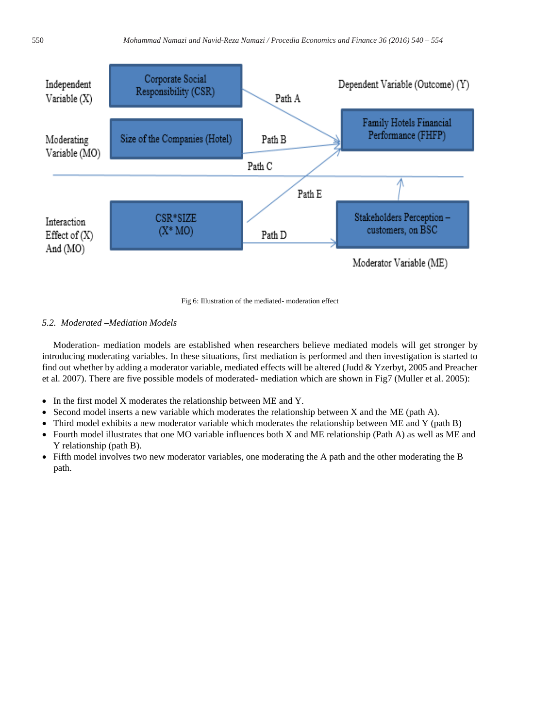Independent Variable (X)

Corporate Social Responsibility (CSR)

Path A

Dependent Variable (Outcome) (Y)

Family Hotels Financial Performance (FHFP)

Moderating Variable (MO)

Size of the Companies (Hotel)

Path B

Path C

Path E

Interaction Effect of (X) And (MO)

CSR*SIZE (X* MO)

Path D

Stakeholders Perception – customers, on BSC

Moderator Variable (ME)

Fig 6: Illustration of the mediated- moderation effect

### *5.2. Moderated –Mediation Models*

Moderation- mediation models are established when researchers believe mediated models will get stronger by introducing moderating variables. In these situations, first mediation is performed and then investigation is started to find out whether by adding a moderator variable, mediated effects will be altered (Judd & Yzerbyt, 2005 and Preacher et al. 2007). There are five possible models of moderated- mediation which are shown in Fig7 (Muller et al. 2005):

- In the first model X moderates the relationship between ME and Y.
- Second model inserts a new variable which moderates the relationship between X and the ME (path A).
- Third model exhibits a new moderator variable which moderates the relationship between ME and Y (path B)
- Fourth model illustrates that one MO variable influences both X and ME relationship (Path A) as well as ME and Y relationship (path B).
- Fifth model involves two new moderator variables, one moderating the A path and the other moderating the B path.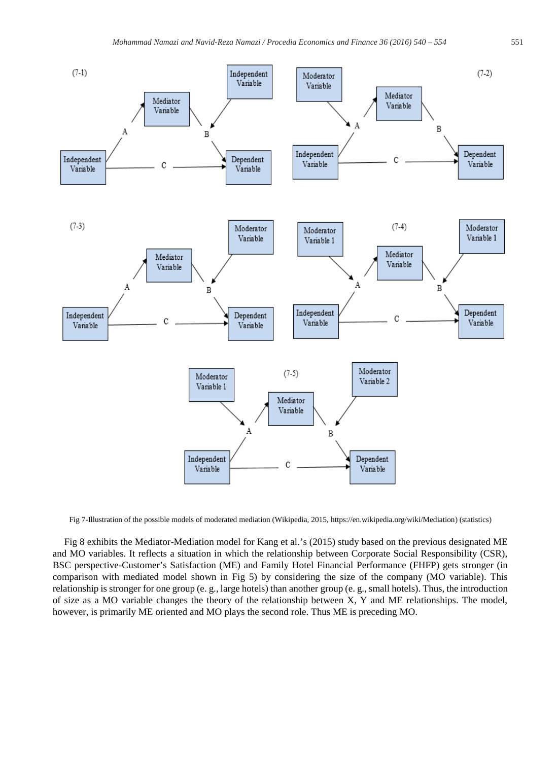(7-1)

Independent Variable

Mediator Variable

A

B

Independent Variable

C

Dependent Variable

(7-2)

Moderator Variable

Mediator Variable

A

B

Independent Variable

C

Dependent Variable

(7-3)

Moderator Variable

Mediator Variable

A

B

Independent Variable

C

Dependent Variable

(7-4)

Moderator Variable 1

Mediator Variable

Moderator Variable 1

A

B

Independent Variable

C

Dependent Variable

(7-5)

Moderator Variable 1

Mediator Variable

Moderator Variable 2

A

B

Independent Variable

C

Dependent Variable

Fig 7-Illustration of the possible models of moderated mediation (Wikipedia, 2015, https://en.wikipedia.org/wiki/Mediation) (statistics)

Fig 8 exhibits the Mediator-Mediation model for Kang et al.'s (2015) study based on the previous designated ME and MO variables. It reflects a situation in which the relationship between Corporate Social Responsibility (CSR), BSC perspective-Customer's Satisfaction (ME) and Family Hotel Financial Performance (FHFP) gets stronger (in comparison with mediated model shown in Fig 5) by considering the size of the company (MO variable). This relationship is stronger for one group (e. g., large hotels) than another group (e. g., small hotels). Thus, the introduction of size as a MO variable changes the theory of the relationship between X, Y and ME relationships. The model, however, is primarily ME oriented and MO plays the second role. Thus ME is preceding MO.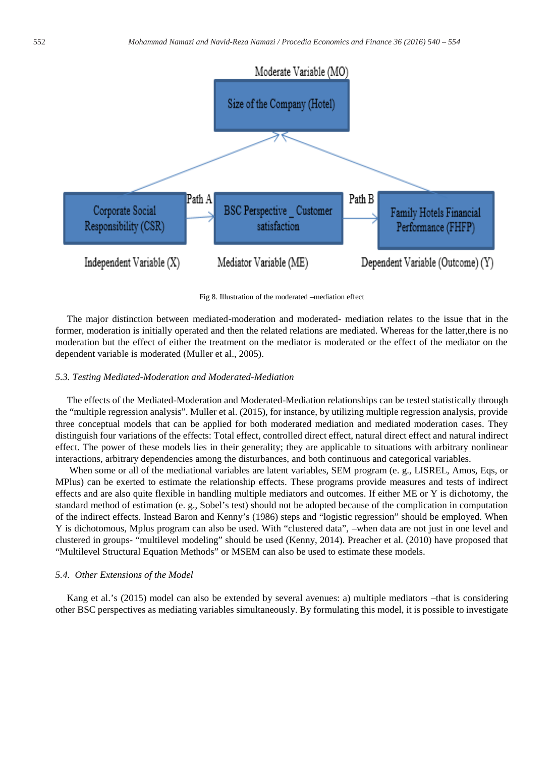Moderate Variable (MO)

Size of the Company (Hotel)

Corporate Social Responsibility (CSR)

Path A

BSC Perspective _ Customer satisfaction

Path B

Family Hotels Financial Performance (FHFP)

Independent Variable (X)

Mediator Variable (ME)

Dependent Variable (Outcome) (Y)

Fig 8. Illustration of the moderated –mediation effect

The major distinction between mediated-moderation and moderated- mediation relates to the issue that in the former, moderation is initially operated and then the related relations are mediated. Whereas for the latter,there is no moderation but the effect of either the treatment on the mediator is moderated or the effect of the mediator on the dependent variable is moderated (Muller et al., 2005).

*5.3. Testing Mediated-Moderation and Moderated-Mediation*

The effects of the Mediated-Moderation and Moderated-Mediation relationships can be tested statistically through the "multiple regression analysis". Muller et al. (2015), for instance, by utilizing multiple regression analysis, provide three conceptual models that can be applied for both moderated mediation and mediated moderation cases. They distinguish four variations of the effects: Total effect, controlled direct effect, natural direct effect and natural indirect effect. The power of these models lies in their generality; they are applicable to situations with arbitrary nonlinear interactions, arbitrary dependencies among the disturbances, and both continuous and categorical variables.

When some or all of the mediational variables are latent variables, SEM program (e. g., LISREL, Amos, Eqs, or MPlus) can be exerted to estimate the relationship effects. These programs provide measures and tests of indirect effects and are also quite flexible in handling multiple mediators and outcomes. If either ME or Y is dichotomy, the standard method of estimation (e. g., Sobel's test) should not be adopted because of the complication in computation of the indirect effects. Instead Baron and Kenny's (1986) steps and "logistic regression" should be employed. When Y is dichotomous, Mplus program can also be used. With "clustered data", –when data are not just in one level and clustered in groups- "multilevel modeling" should be used (Kenny, 2014). Preacher et al. (2010) have proposed that "Multilevel Structural Equation Methods" or MSEM can also be used to estimate these models.

*5.4. Other Extensions of the Model*

Kang et al.'s (2015) model can also be extended by several avenues: a) multiple mediators –that is considering other BSC perspectives as mediating variables simultaneously. By formulating this model, it is possible to investigate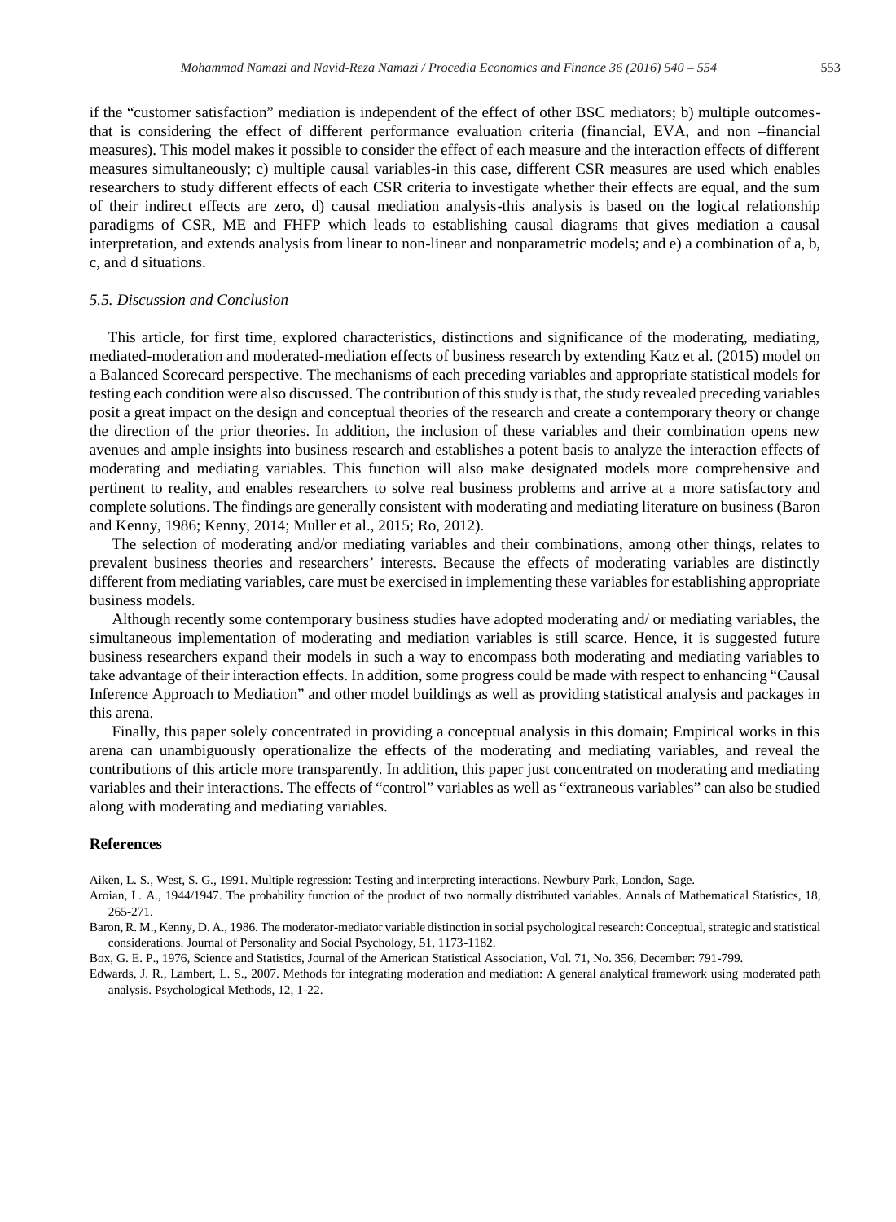if the "customer satisfaction" mediation is independent of the effect of other BSC mediators; b) multiple outcomes-that is considering the effect of different performance evaluation criteria (financial, EVA, and non –financial measures). This model makes it possible to consider the effect of each measure and the interaction effects of different measures simultaneously; c) multiple causal variables-in this case, different CSR measures are used which enables researchers to study different effects of each CSR criteria to investigate whether their effects are equal, and the sum of their indirect effects are zero, d) causal mediation analysis-this analysis is based on the logical relationship paradigms of CSR, ME and FHFP which leads to establishing causal diagrams that gives mediation a causal interpretation, and extends analysis from linear to non-linear and nonparametric models; and e) a combination of a, b, c, and d situations.

### *5.5. Discussion and Conclusion*

This article, for first time, explored characteristics, distinctions and significance of the moderating, mediating, mediated-moderation and moderated-mediation effects of business research by extending Katz et al. (2015) model on a Balanced Scorecard perspective. The mechanisms of each preceding variables and appropriate statistical models for testing each condition were also discussed. The contribution of this study is that, the study revealed preceding variables posit a great impact on the design and conceptual theories of the research and create a contemporary theory or change the direction of the prior theories. In addition, the inclusion of these variables and their combination opens new avenues and ample insights into business research and establishes a potent basis to analyze the interaction effects of moderating and mediating variables. This function will also make designated models more comprehensive and pertinent to reality, and enables researchers to solve real business problems and arrive at a more satisfactory and complete solutions. The findings are generally consistent with moderating and mediating literature on business (Baron and Kenny, 1986; Kenny, 2014; Muller et al., 2015; Ro, 2012).

The selection of moderating and/or mediating variables and their combinations, among other things, relates to prevalent business theories and researchers' interests. Because the effects of moderating variables are distinctly different from mediating variables, care must be exercised in implementing these variables for establishing appropriate business models.

Although recently some contemporary business studies have adopted moderating and/ or mediating variables, the simultaneous implementation of moderating and mediation variables is still scarce. Hence, it is suggested future business researchers expand their models in such a way to encompass both moderating and mediating variables to take advantage of their interaction effects. In addition, some progress could be made with respect to enhancing "Causal Inference Approach to Mediation" and other model buildings as well as providing statistical analysis and packages in this arena.

Finally, this paper solely concentrated in providing a conceptual analysis in this domain; Empirical works in this arena can unambiguously operationalize the effects of the moderating and mediating variables, and reveal the contributions of this article more transparently. In addition, this paper just concentrated on moderating and mediating variables and their interactions. The effects of "control" variables as well as "extraneous variables" can also be studied along with moderating and mediating variables.

## References

Aiken, L. S., West, S. G., 1991. Multiple regression: Testing and interpreting interactions. Newbury Park, London, Sage.

Aroian, L. A., 1944/1947. The probability function of the product of two normally distributed variables. Annals of Mathematical Statistics, 18, 265-271.

Baron, R. M., Kenny, D. A., 1986. The moderator-mediator variable distinction in social psychological research: Conceptual, strategic and statistical considerations. Journal of Personality and Social Psychology, 51, 1173-1182.

Box, G. E. P., 1976, Science and Statistics, Journal of the American Statistical Association, Vol. 71, No. 356, December: 791-799.

Edwards, J. R., Lambert, L. S., 2007. Methods for integrating moderation and mediation: A general analytical framework using moderated path analysis. Psychological Methods, 12, 1-22.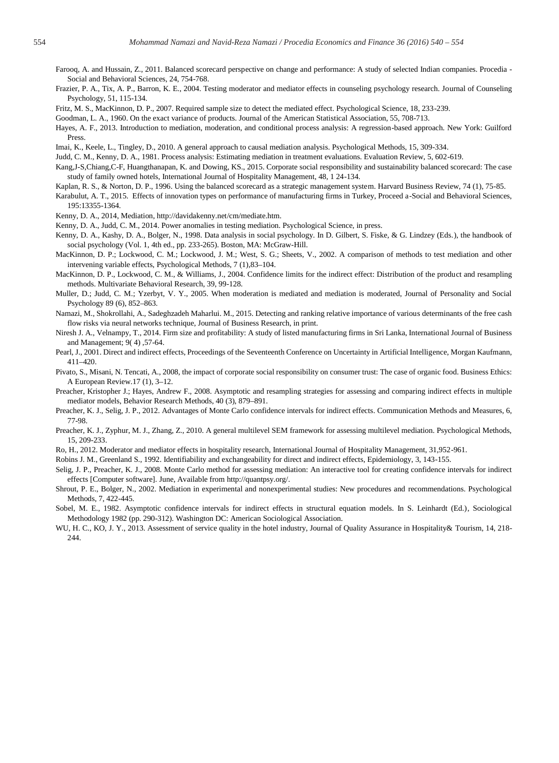Farooq, A. and Hussain, Z., 2011. Balanced scorecard perspective on change and performance: A study of selected Indian companies. Procedia - Social and Behavioral Sciences, 24, 754-768.

Frazier, P. A., Tix, A. P., Barron, K. E., 2004. Testing moderator and mediator effects in counseling psychology research. Journal of Counseling Psychology, 51, 115-134.

Fritz, M. S., MacKinnon, D. P., 2007. Required sample size to detect the mediated effect. Psychological Science, 18, 233-239.

Goodman, L. A., 1960. On the exact variance of products. Journal of the American Statistical Association, 55, 708-713.

Hayes, A. F., 2013. Introduction to mediation, moderation, and conditional process analysis: A regression-based approach. New York: Guilford Press.

Imai, K., Keele, L., Tingley, D., 2010. A general approach to causal mediation analysis. Psychological Methods, 15, 309-334.

Judd, C. M., Kenny, D. A., 1981. Process analysis: Estimating mediation in treatment evaluations. Evaluation Review, 5, 602-619.

Kang,J-S,Chiang,C-F, Huangthanapan, K. and Dowing, KS., 2015. Corporate social responsibility and sustainability balanced scorecard: The case study of family owned hotels, International Journal of Hospitality Management, 48, 1 24-134.

Kaplan, R. S., & Norton, D. P., 1996. Using the balanced scorecard as a strategic management system. Harvard Business Review, 74 (1), 75-85.

Karabulut, A. T., 2015. Effects of innovation types on performance of manufacturing firms in Turkey, Proceed a-Social and Behavioral Sciences, 195:13355-1364.

Kenny, D. A., 2014, Mediation, http://davidakenny.net/cm/mediate.htm.

Kenny, D. A., Judd, C. M., 2014. Power anomalies in testing mediation. Psychological Science, in press.

Kenny, D. A., Kashy, D. A., Bolger, N., 1998. Data analysis in social psychology. In D. Gilbert, S. Fiske, & G. Lindzey (Eds.), the handbook of social psychology (Vol. 1, 4th ed., pp. 233-265). Boston, MA: McGraw-Hill.

MacKinnon, D. P.; Lockwood, C. M.; Lockwood, J. M.; West, S. G.; Sheets, V., 2002. A comparison of methods to test mediation and other intervening variable effects, Psychological Methods, 7 (1),83–104.

MacKinnon, D. P., Lockwood, C. M., & Williams, J., 2004. Confidence limits for the indirect effect: Distribution of the product and resampling methods. Multivariate Behavioral Research, 39, 99-128.

Muller, D.; Judd, C. M.; Yzerbyt, V. Y., 2005. When moderation is mediated and mediation is moderated, Journal of Personality and Social Psychology 89 (6), 852–863.

Namazi, M., Shokrollahi, A., Sadeghzadeh Maharlui. M., 2015. Detecting and ranking relative importance of various determinants of the free cash flow risks via neural networks technique, Journal of Business Research, in print.

Niresh J. A., Velnampy, T., 2014. Firm size and profitability: A study of listed manufacturing firms in Sri Lanka, International Journal of Business and Management; 9( 4) ,57-64.

Pearl, J., 2001. Direct and indirect effects, Proceedings of the Seventeenth Conference on Uncertainty in Artificial Intelligence, Morgan Kaufmann, 411–420.

Pivato, S., Misani, N. Tencati, A., 2008, the impact of corporate social responsibility on consumer trust: The case of organic food. Business Ethics: A European Review.17 (1), 3–12.

Preacher, Kristopher J.; Hayes, Andrew F., 2008. Asymptotic and resampling strategies for assessing and comparing indirect effects in multiple mediator models, Behavior Research Methods, 40 (3), 879–891.

Preacher, K. J., Selig, J. P., 2012. Advantages of Monte Carlo confidence intervals for indirect effects. Communication Methods and Measures, 6, 77-98.

Preacher, K. J., Zyphur, M. J., Zhang, Z., 2010. A general multilevel SEM framework for assessing multilevel mediation. Psychological Methods, 15, 209-233.

Ro, H., 2012. Moderator and mediator effects in hospitality research, International Journal of Hospitality Management, 31,952-961.

Robins J. M., Greenland S., 1992. Identifiability and exchangeability for direct and indirect effects, Epidemiology, 3, 143-155.

Selig, J. P., Preacher, K. J., 2008. Monte Carlo method for assessing mediation: An interactive tool for creating confidence intervals for indirect effects [Computer software]. June, Available from http://quantpsy.org/.

Shrout, P. E., Bolger, N., 2002. Mediation in experimental and nonexperimental studies: New procedures and recommendations. Psychological Methods, 7, 422-445.

Sobel, M. E., 1982. Asymptotic confidence intervals for indirect effects in structural equation models. In S. Leinhardt (Ed.), Sociological Methodology 1982 (pp. 290-312). Washington DC: American Sociological Association.

WU, H. C., KO, J. Y., 2013. Assessment of service quality in the hotel industry, Journal of Quality Assurance in Hospitality& Tourism, 14, 218-244.